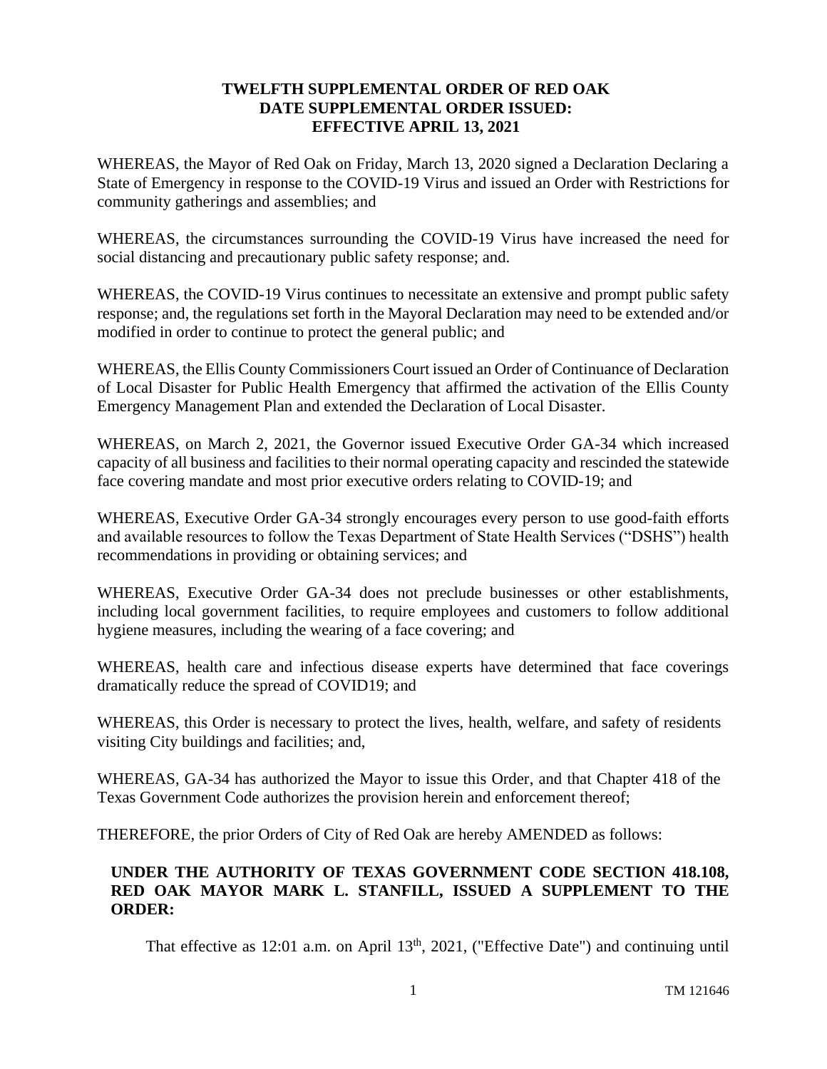**TWELFTH SUPPLEMENTAL ORDER OF RED OAK**
**DATE SUPPLEMENTAL ORDER ISSUED:**
**EFFECTIVE APRIL 13, 2021**

WHEREAS, the Mayor of Red Oak on Friday, March 13, 2020 signed a Declaration Declaring a State of Emergency in response to the COVID-19 Virus and issued an Order with Restrictions for community gatherings and assemblies; and

WHEREAS, the circumstances surrounding the COVID-19 Virus have increased the need for social distancing and precautionary public safety response; and.

WHEREAS, the COVID-19 Virus continues to necessitate an extensive and prompt public safety response; and, the regulations set forth in the Mayoral Declaration may need to be extended and/or modified in order to continue to protect the general public; and

WHEREAS, the Ellis County Commissioners Court issued an Order of Continuance of Declaration of Local Disaster for Public Health Emergency that affirmed the activation of the Ellis County Emergency Management Plan and extended the Declaration of Local Disaster.

WHEREAS, on March 2, 2021, the Governor issued Executive Order GA-34 which increased capacity of all business and facilities to their normal operating capacity and rescinded the statewide face covering mandate and most prior executive orders relating to COVID-19; and

WHEREAS, Executive Order GA-34 strongly encourages every person to use good-faith efforts and available resources to follow the Texas Department of State Health Services ("DSHS") health recommendations in providing or obtaining services; and

WHEREAS, Executive Order GA-34 does not preclude businesses or other establishments, including local government facilities, to require employees and customers to follow additional hygiene measures, including the wearing of a face covering; and

WHEREAS, health care and infectious disease experts have determined that face coverings dramatically reduce the spread of COVID19; and

WHEREAS, this Order is necessary to protect the lives, health, welfare, and safety of residents visiting City buildings and facilities; and,

WHEREAS, GA-34 has authorized the Mayor to issue this Order, and that Chapter 418 of the Texas Government Code authorizes the provision herein and enforcement thereof;

THEREFORE, the prior Orders of City of Red Oak are hereby AMENDED as follows:

**UNDER THE AUTHORITY OF TEXAS GOVERNMENT CODE SECTION 418.108, RED OAK MAYOR MARK L. STANFILL, ISSUED A SUPPLEMENT TO THE ORDER:**

That effective as 12:01 a.m. on April 13th, 2021, ("Effective Date") and continuing until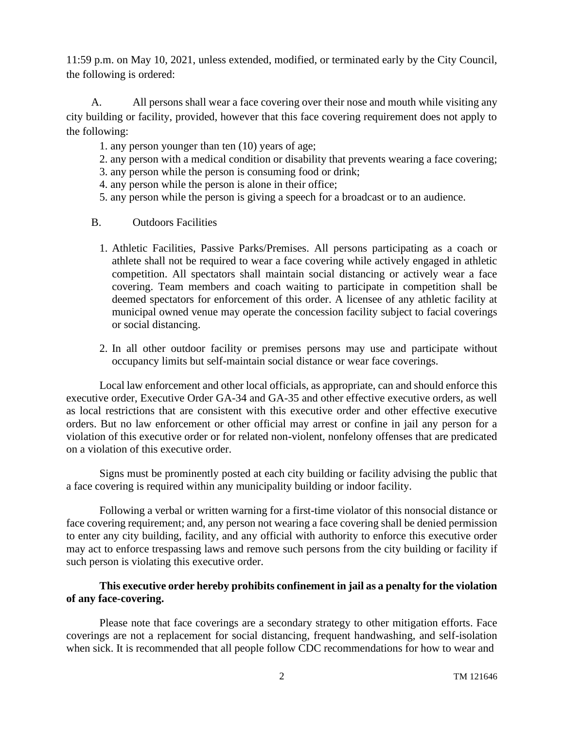11:59 p.m. on May 10, 2021, unless extended, modified, or terminated early by the City Council, the following is ordered:

A. All persons shall wear a face covering over their nose and mouth while visiting any city building or facility, provided, however that this face covering requirement does not apply to the following:

1. any person younger than ten (10) years of age;
2. any person with a medical condition or disability that prevents wearing a face covering;
3. any person while the person is consuming food or drink;
4. any person while the person is alone in their office;
5. any person while the person is giving a speech for a broadcast or to an audience.

B. Outdoors Facilities

1. Athletic Facilities, Passive Parks/Premises. All persons participating as a coach or athlete shall not be required to wear a face covering while actively engaged in athletic competition. All spectators shall maintain social distancing or actively wear a face covering. Team members and coach waiting to participate in competition shall be deemed spectators for enforcement of this order. A licensee of any athletic facility at municipal owned venue may operate the concession facility subject to facial coverings or social distancing.

2. In all other outdoor facility or premises persons may use and participate without occupancy limits but self-maintain social distance or wear face coverings.

Local law enforcement and other local officials, as appropriate, can and should enforce this executive order, Executive Order GA-34 and GA-35 and other effective executive orders, as well as local restrictions that are consistent with this executive order and other effective executive orders. But no law enforcement or other official may arrest or confine in jail any person for a violation of this executive order or for related non-violent, nonfelony offenses that are predicated on a violation of this executive order.

Signs must be prominently posted at each city building or facility advising the public that a face covering is required within any municipality building or indoor facility.

Following a verbal or written warning for a first-time violator of this nonsocial distance or face covering requirement; and, any person not wearing a face covering shall be denied permission to enter any city building, facility, and any official with authority to enforce this executive order may act to enforce trespassing laws and remove such persons from the city building or facility if such person is violating this executive order.

**This executive order hereby prohibits confinement in jail as a penalty for the violation of any face-covering.**

Please note that face coverings are a secondary strategy to other mitigation efforts. Face coverings are not a replacement for social distancing, frequent handwashing, and self-isolation when sick. It is recommended that all people follow CDC recommendations for how to wear and

TM 121646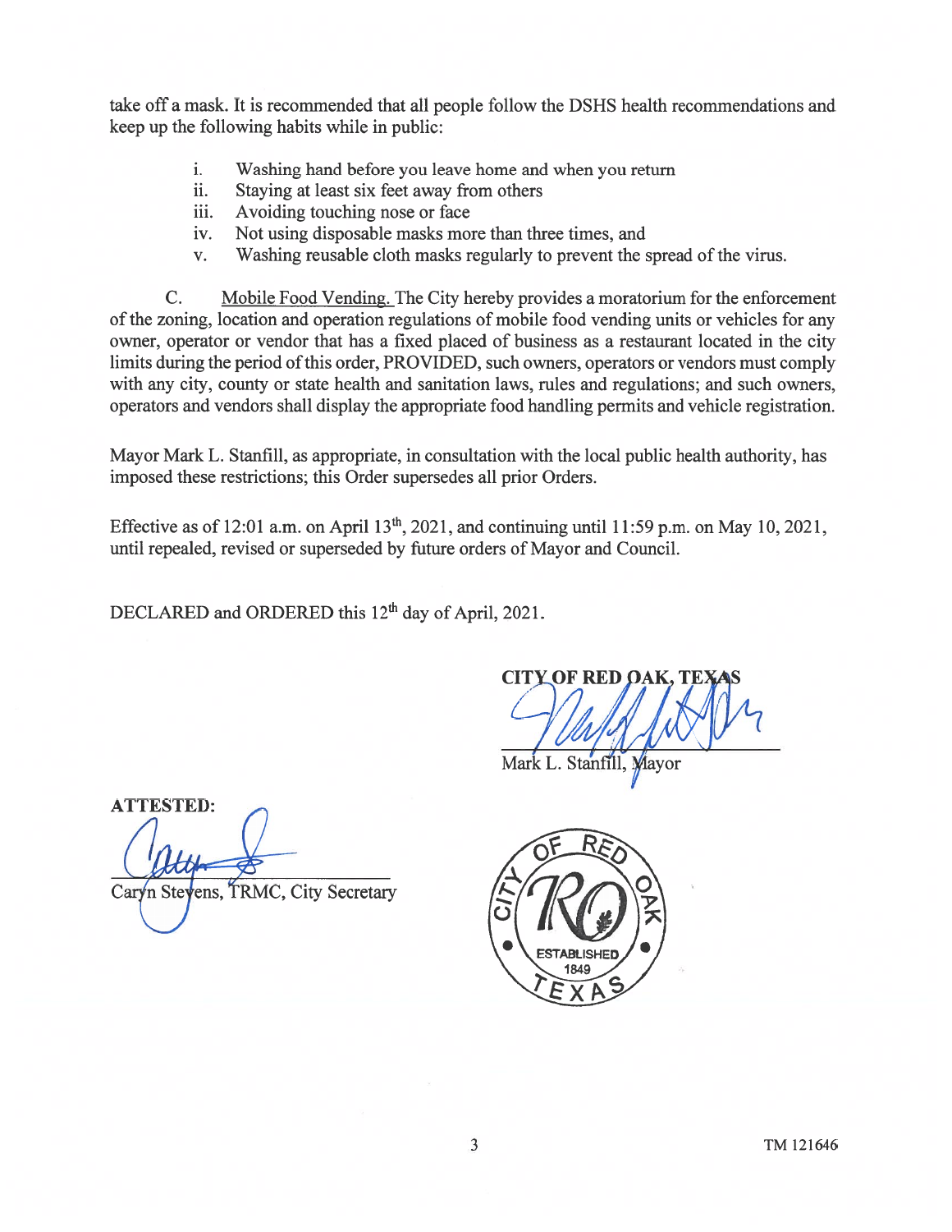take off a mask. It is recommended that all people follow the DSHS health recommendations and keep up the following habits while in public:

i. Washing hand before you leave home and when you return
ii. Staying at least six feet away from others
iii. Avoiding touching nose or face
iv. Not using disposable masks more than three times, and
v. Washing reusable cloth masks regularly to prevent the spread of the virus.

C. Mobile Food Vending. The City hereby provides a moratorium for the enforcement of the zoning, location and operation regulations of mobile food vending units or vehicles for any owner, operator or vendor that has a fixed placed of business as a restaurant located in the city limits during the period of this order, PROVIDED, such owners, operators or vendors must comply with any city, county or state health and sanitation laws, rules and regulations; and such owners, operators and vendors shall display the appropriate food handling permits and vehicle registration.

Mayor Mark L. Stanfill, as appropriate, in consultation with the local public health authority, has imposed these restrictions; this Order supersedes all prior Orders.

Effective as of 12:01 a.m. on April 13th, 2021, and continuing until 11:59 p.m. on May 10, 2021, until repealed, revised or superseded by future orders of Mayor and Council.

DECLARED and ORDERED this 12th day of April, 2021.

**CITY OF RED OAK, TEXAS**

Mark L. Stanfill, Mayor

**ATTESTED:**

Caryn Stevens, TRMC, City Secretary

CITY OF RED OAK
ESTABLISHED 1849
TEXAS

TM 121646